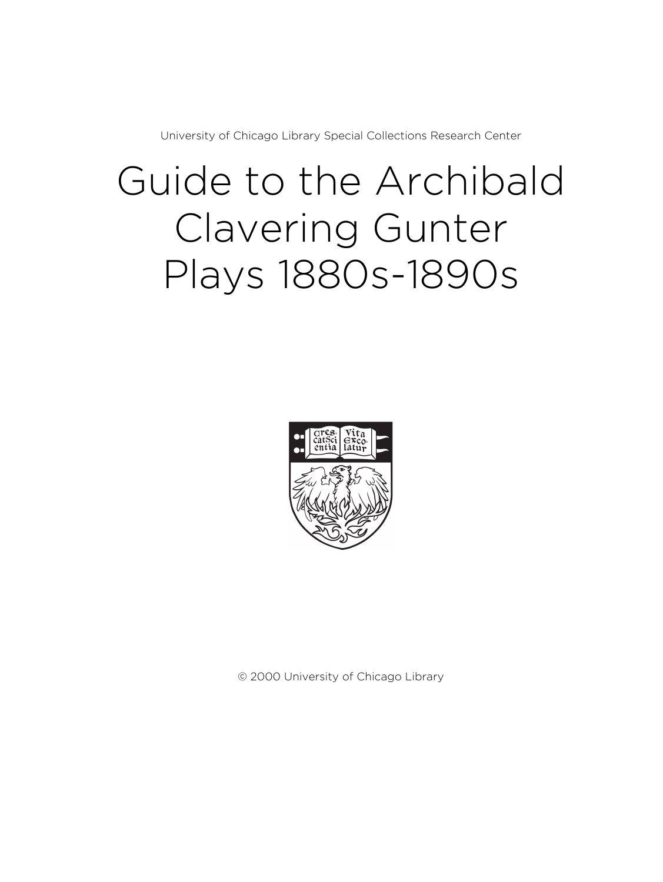University of Chicago Library Special Collections Research Center

# Guide to the Archibald Clavering Gunter Plays 1880s-1890s

© 2000 University of Chicago Library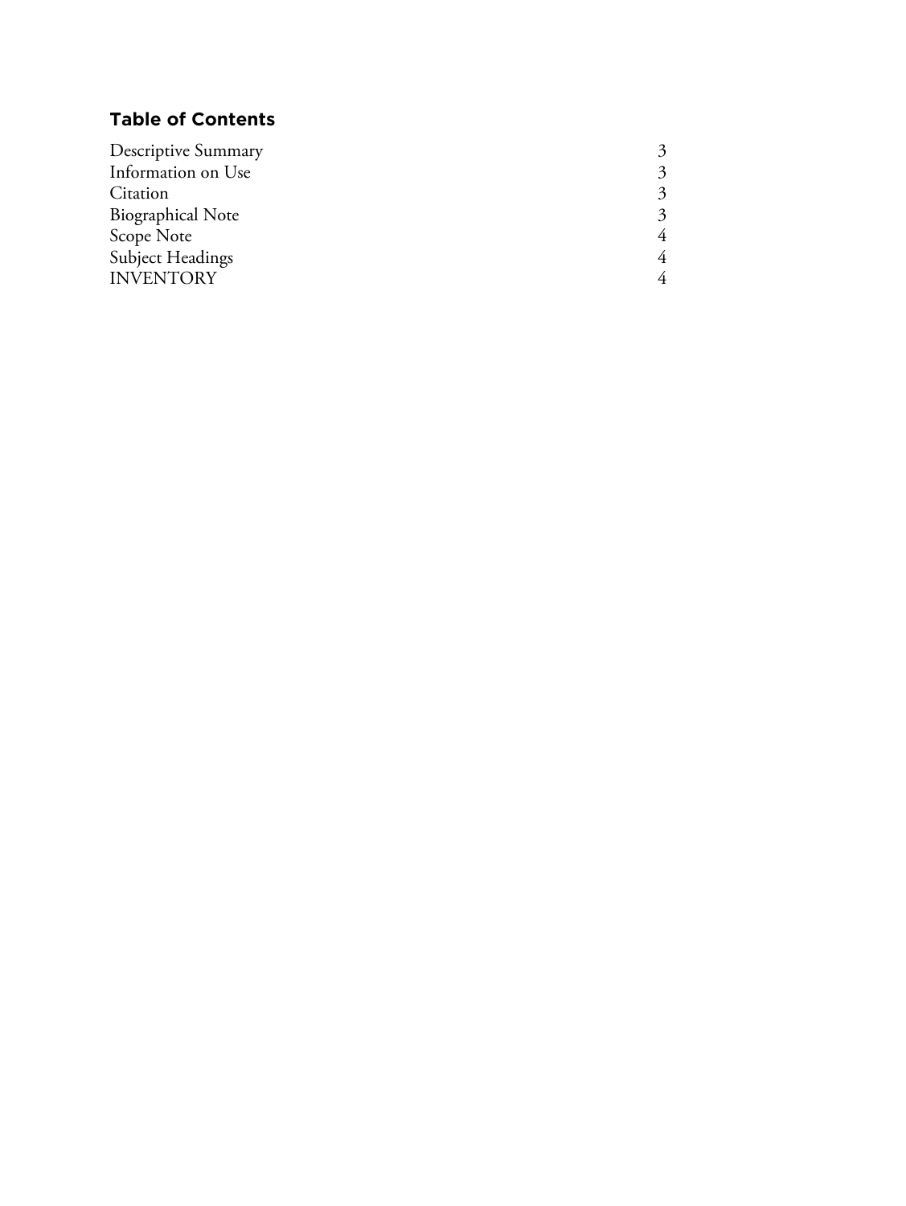## Table of Contents

| | |
|---|---|
| Descriptive Summary | 3 |
| Information on Use | 3 |
| Citation | 3 |
| Biographical Note | 3 |
| Scope Note | 4 |
| Subject Headings | 4 |
| INVENTORY | 4 |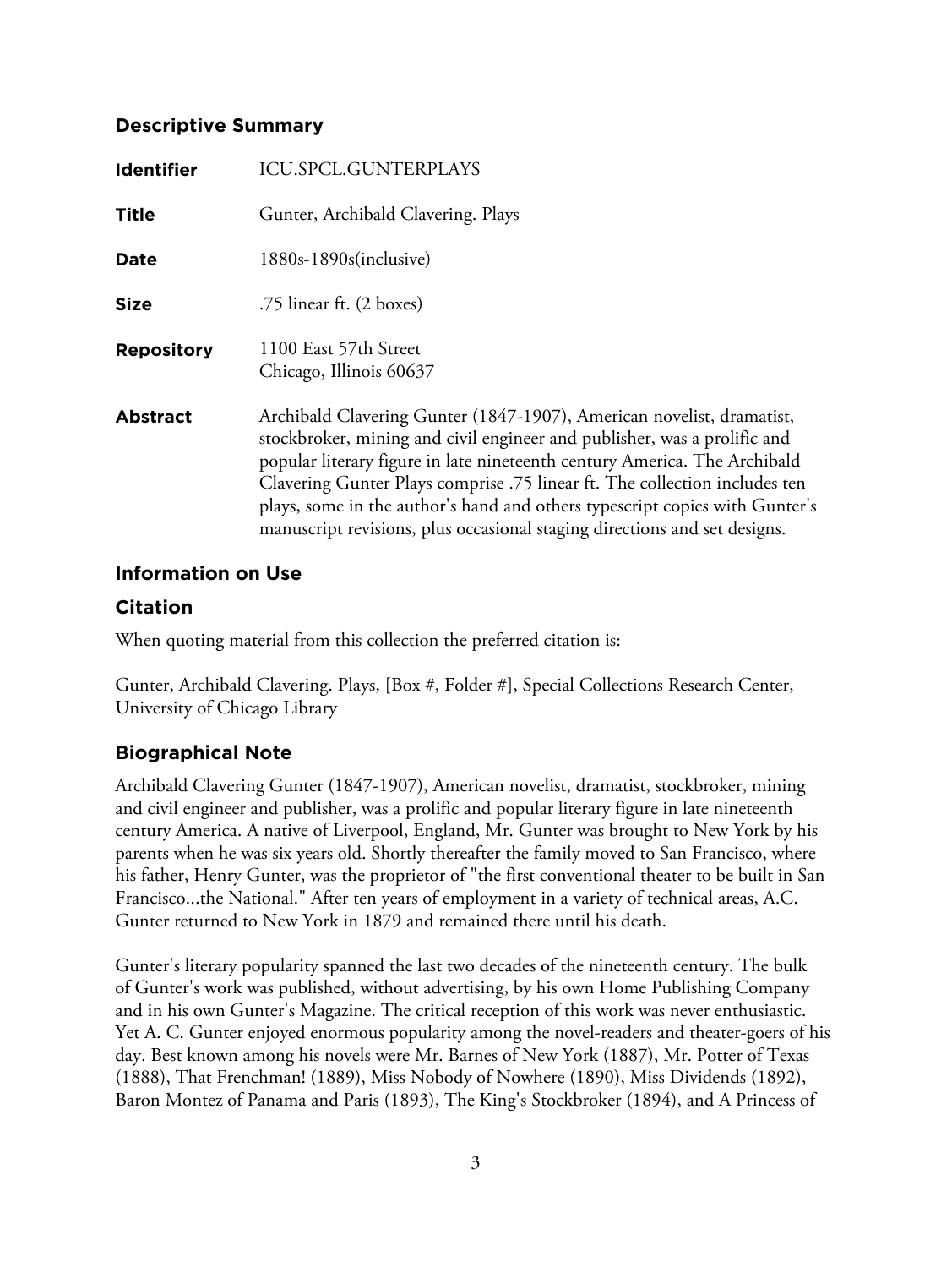## Descriptive Summary

**Identifier** ICU.SPCL.GUNTERPLAYS

**Title** Gunter, Archibald Clavering. Plays

**Date** 1880s-1890s(inclusive)

**Size** .75 linear ft. (2 boxes)

**Repository** 1100 East 57th Street
Chicago, Illinois 60637

**Abstract** Archibald Clavering Gunter (1847-1907), American novelist, dramatist, stockbroker, mining and civil engineer and publisher, was a prolific and popular literary figure in late nineteenth century America. The Archibald Clavering Gunter Plays comprise .75 linear ft. The collection includes ten plays, some in the author's hand and others typescript copies with Gunter's manuscript revisions, plus occasional staging directions and set designs.

## Information on Use

## Citation

When quoting material from this collection the preferred citation is:

Gunter, Archibald Clavering. Plays, [Box #, Folder #], Special Collections Research Center, University of Chicago Library

## Biographical Note

Archibald Clavering Gunter (1847-1907), American novelist, dramatist, stockbroker, mining and civil engineer and publisher, was a prolific and popular literary figure in late nineteenth century America. A native of Liverpool, England, Mr. Gunter was brought to New York by his parents when he was six years old. Shortly thereafter the family moved to San Francisco, where his father, Henry Gunter, was the proprietor of "the first conventional theater to be built in San Francisco...the National." After ten years of employment in a variety of technical areas, A.C. Gunter returned to New York in 1879 and remained there until his death.

Gunter's literary popularity spanned the last two decades of the nineteenth century. The bulk of Gunter's work was published, without advertising, by his own Home Publishing Company and in his own Gunter's Magazine. The critical reception of this work was never enthusiastic. Yet A. C. Gunter enjoyed enormous popularity among the novel-readers and theater-goers of his day. Best known among his novels were Mr. Barnes of New York (1887), Mr. Potter of Texas (1888), That Frenchman! (1889), Miss Nobody of Nowhere (1890), Miss Dividends (1892), Baron Montez of Panama and Paris (1893), The King's Stockbroker (1894), and A Princess of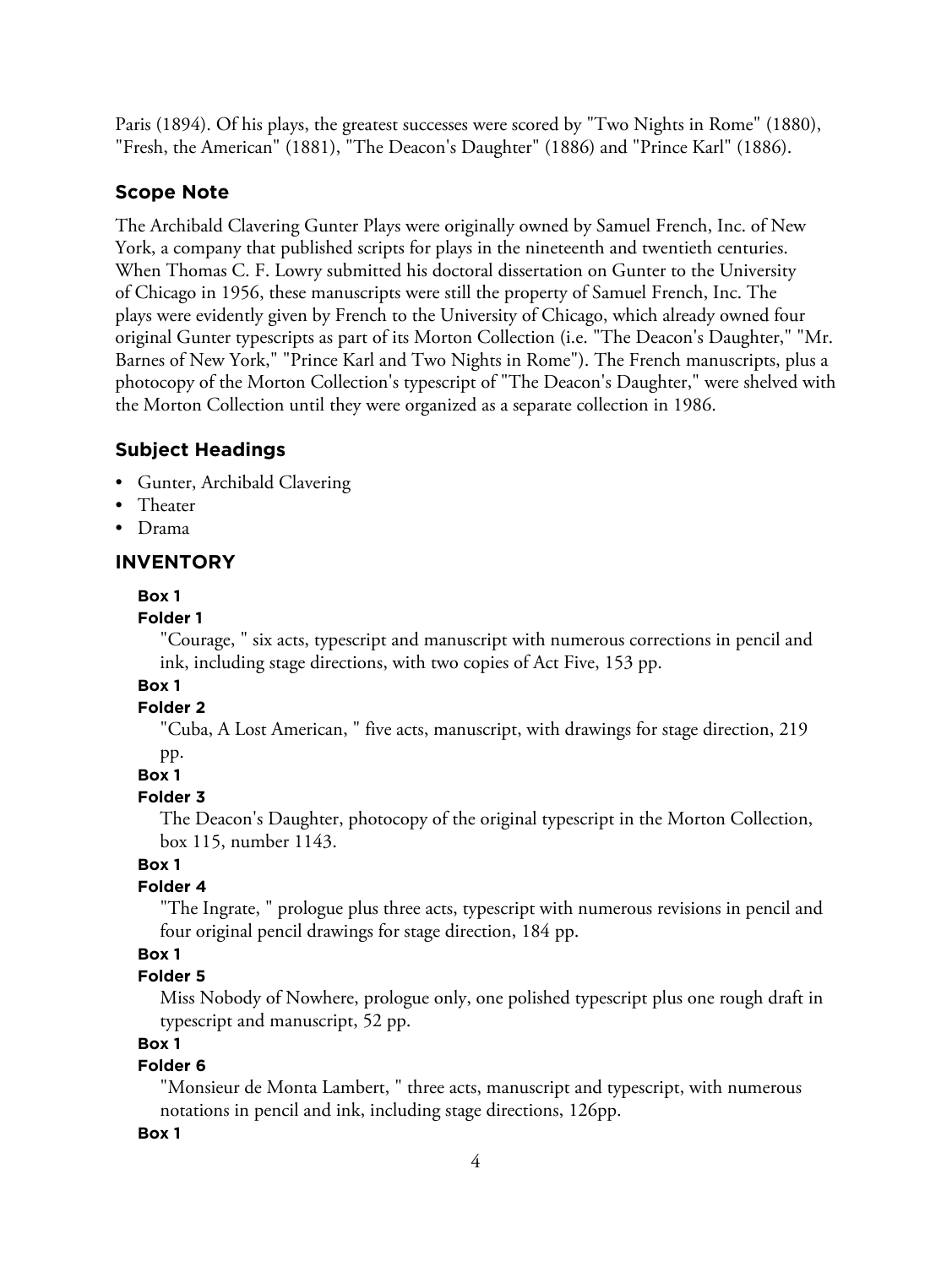Paris (1894). Of his plays, the greatest successes were scored by "Two Nights in Rome" (1880), "Fresh, the American" (1881), "The Deacon's Daughter" (1886) and "Prince Karl" (1886).

## Scope Note

The Archibald Clavering Gunter Plays were originally owned by Samuel French, Inc. of New York, a company that published scripts for plays in the nineteenth and twentieth centuries. When Thomas C. F. Lowry submitted his doctoral dissertation on Gunter to the University of Chicago in 1956, these manuscripts were still the property of Samuel French, Inc. The plays were evidently given by French to the University of Chicago, which already owned four original Gunter typescripts as part of its Morton Collection (i.e. "The Deacon's Daughter," "Mr. Barnes of New York," "Prince Karl and Two Nights in Rome"). The French manuscripts, plus a photocopy of the Morton Collection's typescript of "The Deacon's Daughter," were shelved with the Morton Collection until they were organized as a separate collection in 1986.

## Subject Headings

- Gunter, Archibald Clavering
- Theater
- Drama

## INVENTORY

**Box 1**
**Folder 1**

"Courage, " six acts, typescript and manuscript with numerous corrections in pencil and ink, including stage directions, with two copies of Act Five, 153 pp.

**Box 1**
**Folder 2**

"Cuba, A Lost American, " five acts, manuscript, with drawings for stage direction, 219 pp.

**Box 1**
**Folder 3**

The Deacon's Daughter, photocopy of the original typescript in the Morton Collection, box 115, number 1143.

**Box 1**
**Folder 4**

"The Ingrate, " prologue plus three acts, typescript with numerous revisions in pencil and four original pencil drawings for stage direction, 184 pp.

**Box 1**
**Folder 5**

Miss Nobody of Nowhere, prologue only, one polished typescript plus one rough draft in typescript and manuscript, 52 pp.

**Box 1**
**Folder 6**

"Monsieur de Monta Lambert, " three acts, manuscript and typescript, with numerous notations in pencil and ink, including stage directions, 126pp.

**Box 1**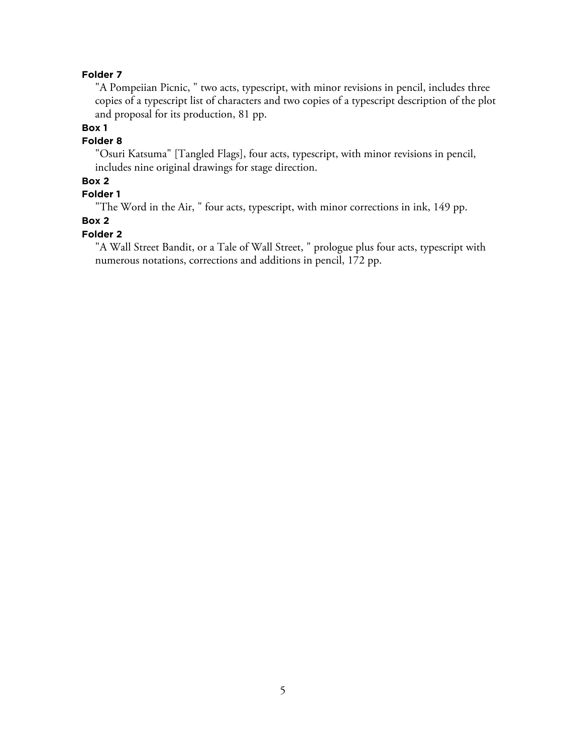**Folder 7**

"A Pompeiian Picnic, " two acts, typescript, with minor revisions in pencil, includes three copies of a typescript list of characters and two copies of a typescript description of the plot and proposal for its production, 81 pp.

**Box 1**

**Folder 8**

"Osuri Katsuma" [Tangled Flags], four acts, typescript, with minor revisions in pencil, includes nine original drawings for stage direction.

**Box 2**

**Folder 1**

"The Word in the Air, " four acts, typescript, with minor corrections in ink, 149 pp.

**Box 2**

**Folder 2**

"A Wall Street Bandit, or a Tale of Wall Street, " prologue plus four acts, typescript with numerous notations, corrections and additions in pencil, 172 pp.